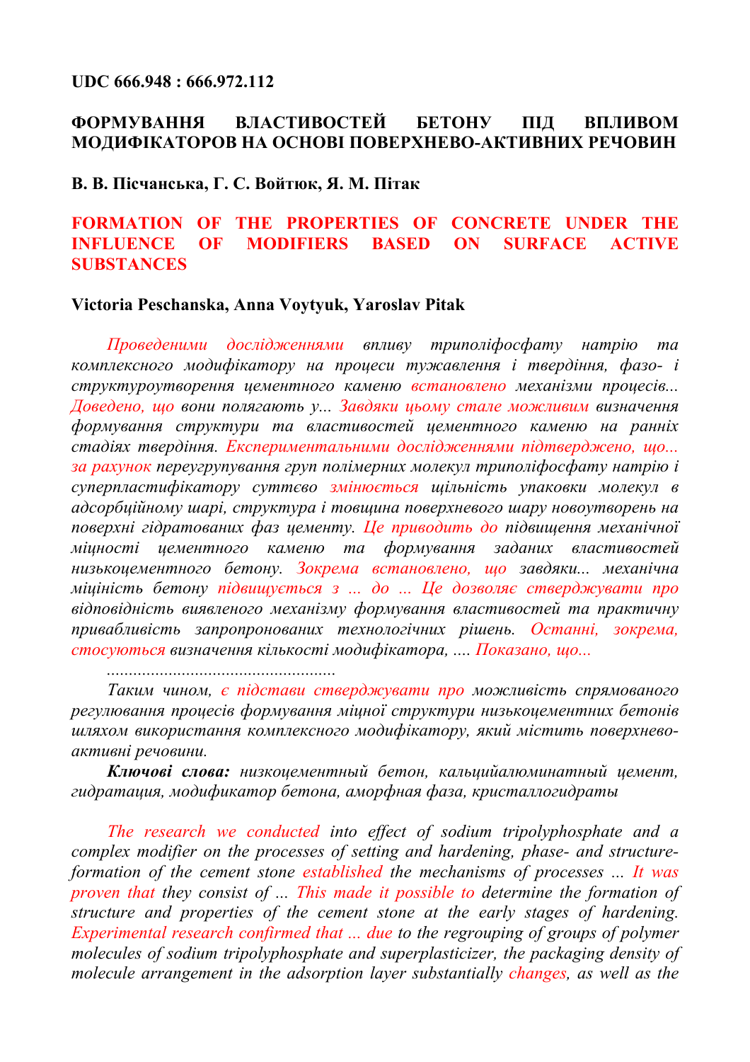**UDC 666.948 : 666.972.112**

# ФОРМУВАННЯ ВЛАСТИВОСТЕЙ БЕТОНУ ПІД ВПЛИВОМ МОДИФІКАТОРОВ НА ОСНОВІ ПОВЕРХНЕВО-АКТИВНИХ РЕЧОВИН

**В. В. Пісчанська, Г. С. Войтюк, Я. М. Пітак**

# FORMATION OF THE PROPERTIES OF CONCRETE UNDER THE INFLUENCE OF MODIFIERS BASED ON SURFACE ACTIVE SUBSTANCES

**Victoria Peschanska, Anna Voytyuk, Yaroslav Pitak**

*Проведеними дослідженнями впливу триполіфосфату натрію та комплексного модифікатору на процеси тужавлення і твердіння, фазо- і структуроутворення цементного каменю встановлено механізми процесів... Доведено, що вони полягають у... Завдяки цьому стале можливим визначення формування структури та властивостей цементного каменю на ранніх стадіях твердіння. Експериментальними дослідженнями підтверджено, що... за рахунок переугрупування груп полімерних молекул триполіфосфату натрію і суперпластифікатору суттєво змінюється щільність упаковки молекул в адсорбційному шарі, структура і товщина поверхневого шару новоутворень на поверхні гідратованих фаз цементу. Це приводить до підвищення механічної міцності цементного каменю та формування заданих властивостей низькоцементного бетону. Зокрема встановлено, що завдяки... механічна міціність бетону підвищується з ... до ... Це дозволяє стверджувати про відповідність виявленого механізму формування властивостей та практичну привабливість запропронованих технологічних рішень. Останні, зокрема, стосуються визначення кількості модифікатора, .... Показано, що...*

*....................................................*

*Таким чином, є підстави стверджувати про можливість спрямованого регулювання процесів формування міцної структури низькоцементних бетонів шляхом використання комплексного модифікатору, який містить поверхнево-активні речовини.*

***Ключові слова:*** *низкоцементный бетон, кальцийалюминатный цемент, гидрация, модификатор бетона, аморфная фаза, кристаллогидраты*

*The research we conducted into effect of sodium tripolyphosphate and a complex modifier on the processes of setting and hardening, phase- and structure-formation of the cement stone established the mechanisms of processes ... It was proven that they consist of ... This made it possible to determine the formation of structure and properties of the cement stone at the early stages of hardening. Experimental research confirmed that ... due to the regrouping of groups of polymer molecules of sodium tripolyphosphate and superplasticizer, the packaging density of molecule arrangement in the adsorption layer substantially changes, as well as the*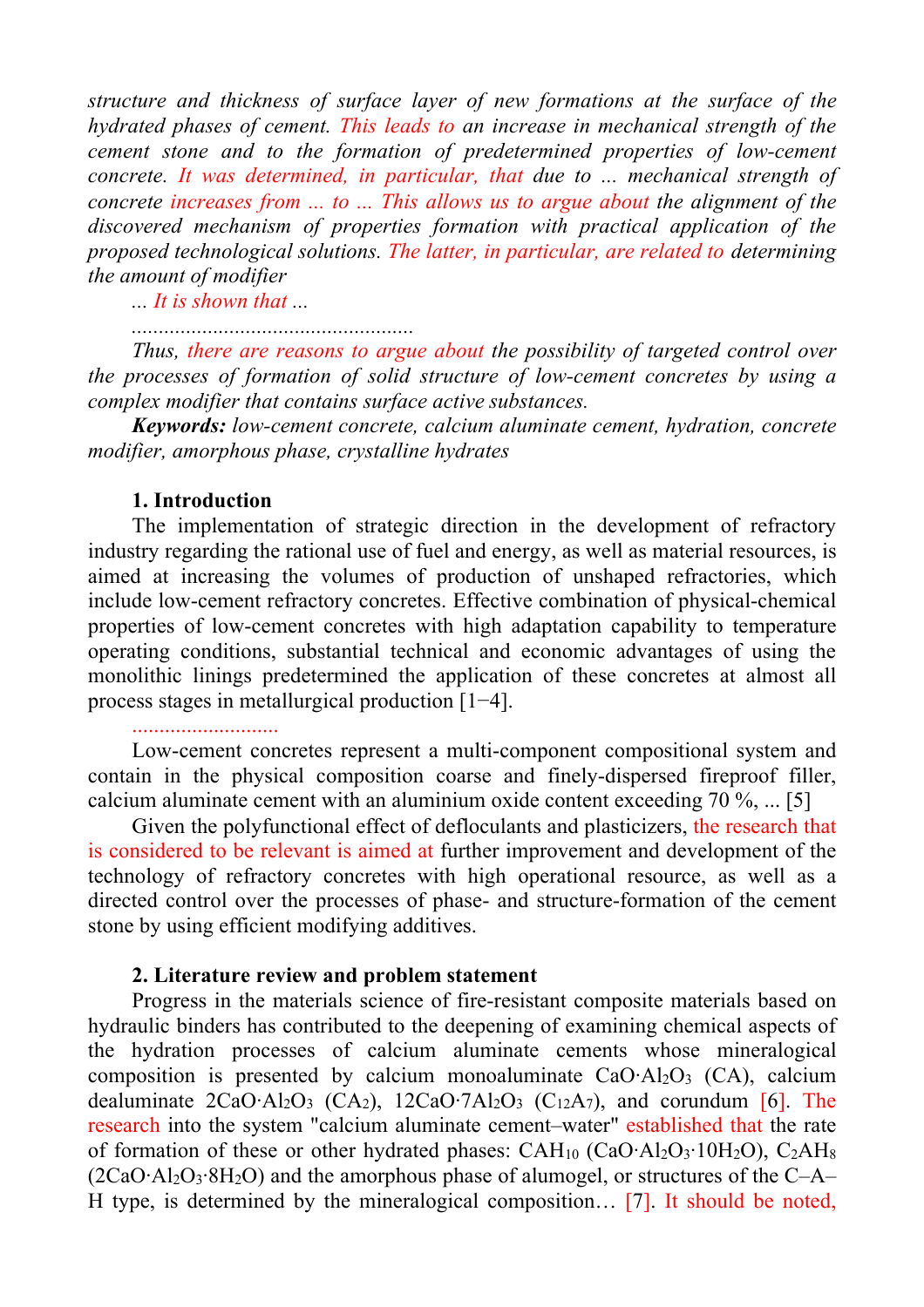*structure and thickness of surface layer of new formations at the surface of the hydrated phases of cement. This leads to an increase in mechanical strength of the cement stone and to the formation of predetermined properties of low-cement concrete. It was determined, in particular, that due to ... mechanical strength of concrete increases from ... to ... This allows us to argue about the alignment of the discovered mechanism of properties formation with practical application of the proposed technological solutions. The latter, in particular, are related to determining the amount of modifier*

*... It is shown that ...*

*....................................................*

*Thus, there are reasons to argue about the possibility of targeted control over the processes of formation of solid structure of low-cement concretes by using a complex modifier that contains surface active substances.*

***Keywords:** low-cement concrete, calcium aluminate cement, hydration, concrete modifier, amorphous phase, crystalline hydrates*

## 1. Introduction

The implementation of strategic direction in the development of refractory industry regarding the rational use of fuel and energy, as well as material resources, is aimed at increasing the volumes of production of unshaped refractories, which include low-cement refractory concretes. Effective combination of physical-chemical properties of low-cement concretes with high adaptation capability to temperature operating conditions, substantial technical and economic advantages of using the monolithic linings predetermined the application of these concretes at almost all process stages in metallurgical production [1−4].

...........................

Low-cement concretes represent a multi-component compositional system and contain in the physical composition coarse and finely-dispersed fireproof filler, calcium aluminate cement with an aluminium oxide content exceeding 70 %, ... [5]

Given the polyfunctional effect of defloculants and plasticizers, the research that is considered to be relevant is aimed at further improvement and development of the technology of refractory concretes with high operational resource, as well as a directed control over the processes of phase- and structure-formation of the cement stone by using efficient modifying additives.

## 2. Literature review and problem statement

Progress in the materials science of fire-resistant composite materials based on hydraulic binders has contributed to the deepening of examining chemical aspects of the hydration processes of calcium aluminate cements whose mineralogical composition is presented by calcium monoaluminate $CaO{\cdot}Al_2O_3$ (CA), calcium dealuminate $2CaO{\cdot}Al_2O_3$ ($CA_2$), $12CaO{\cdot}7Al_2O_3$ ($C_{12}A_7$), and corundum [6]. The research into the system "calcium aluminate cement–water" established that the rate of formation of these or other hydrated phases: $CAH_{10}$ ($CaO{\cdot}Al_2O_3{\cdot}10H_2O$), $C_2AH_8$ ($2CaO{\cdot}Al_2O_3{\cdot}8H_2O$) and the amorphous phase of alumogel, or structures of the C–A–H type, is determined by the mineralogical composition… [7]. It should be noted,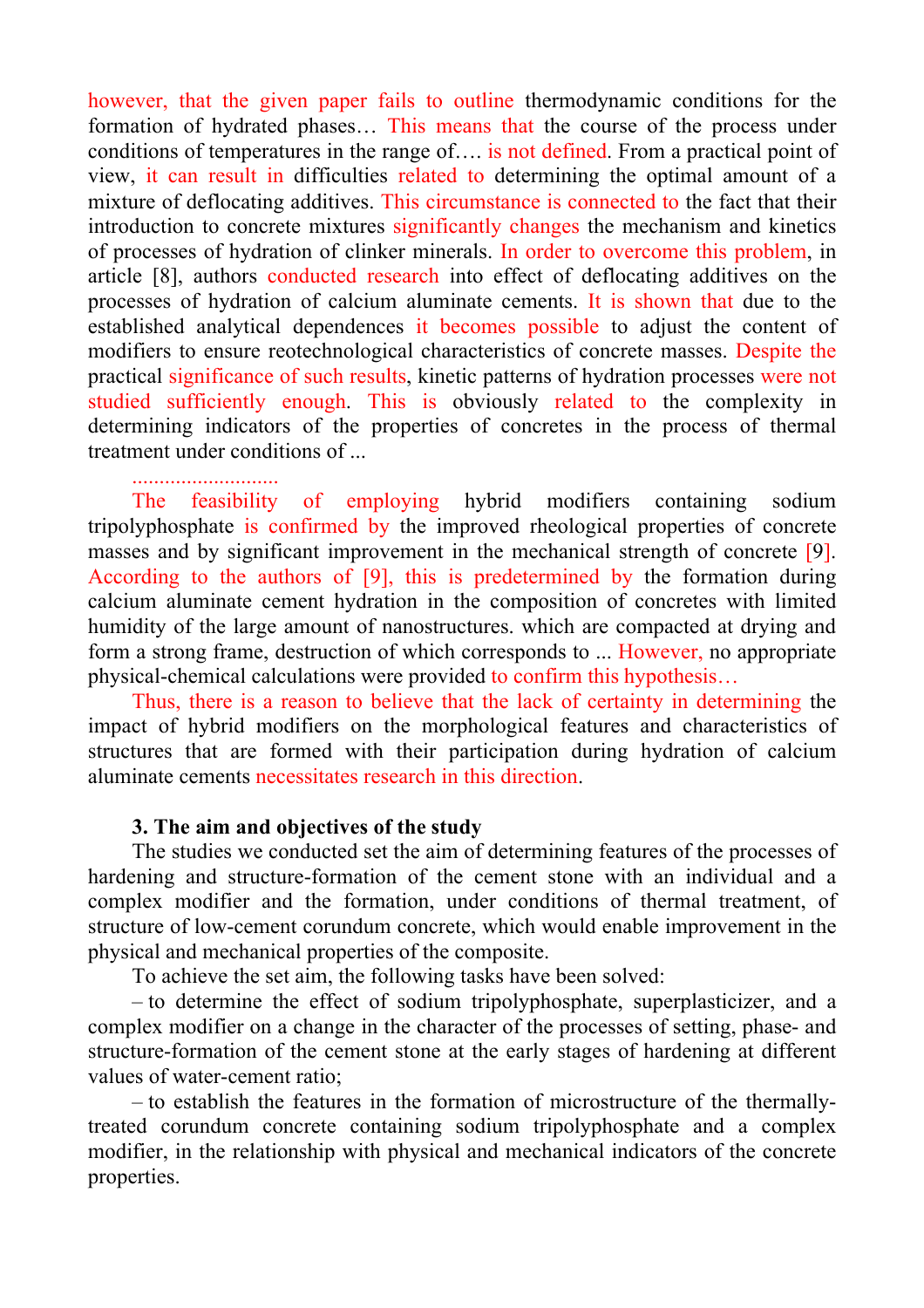however, that the given paper fails to outline thermodynamic conditions for the formation of hydrated phases… This means that the course of the process under conditions of temperatures in the range of…. is not defined. From a practical point of view, it can result in difficulties related to determining the optimal amount of a mixture of deflocating additives. This circumstance is connected to the fact that their introduction to concrete mixtures significantly changes the mechanism and kinetics of processes of hydration of clinker minerals. In order to overcome this problem, in article [8], authors conducted research into effect of deflocating additives on the processes of hydration of calcium aluminate cements. It is shown that due to the established analytical dependences it becomes possible to adjust the content of modifiers to ensure reotechnological characteristics of concrete masses. Despite the practical significance of such results, kinetic patterns of hydration processes were not studied sufficiently enough. This is obviously related to the complexity in determining indicators of the properties of concretes in the process of thermal treatment under conditions of ...

..........................

The feasibility of employing hybrid modifiers containing sodium tripolyphosphate is confirmed by the improved rheological properties of concrete masses and by significant improvement in the mechanical strength of concrete [9]. According to the authors of [9], this is predetermined by the formation during calcium aluminate cement hydration in the composition of concretes with limited humidity of the large amount of nanostructures. which are compacted at drying and form a strong frame, destruction of which corresponds to ... However, no appropriate physical-chemical calculations were provided to confirm this hypothesis…

Thus, there is a reason to believe that the lack of certainty in determining the impact of hybrid modifiers on the morphological features and characteristics of structures that are formed with their participation during hydration of calcium aluminate cements necessitates research in this direction.

## 3. The aim and objectives of the study

The studies we conducted set the aim of determining features of the processes of hardening and structure-formation of the cement stone with an individual and a complex modifier and the formation, under conditions of thermal treatment, of structure of low-cement corundum concrete, which would enable improvement in the physical and mechanical properties of the composite.

To achieve the set aim, the following tasks have been solved:

– to determine the effect of sodium tripolyphosphate, superplasticizer, and a complex modifier on a change in the character of the processes of setting, phase- and structure-formation of the cement stone at the early stages of hardening at different values of water-cement ratio;

– to establish the features in the formation of microstructure of the thermally-treated corundum concrete containing sodium tripolyphosphate and a complex modifier, in the relationship with physical and mechanical indicators of the concrete properties.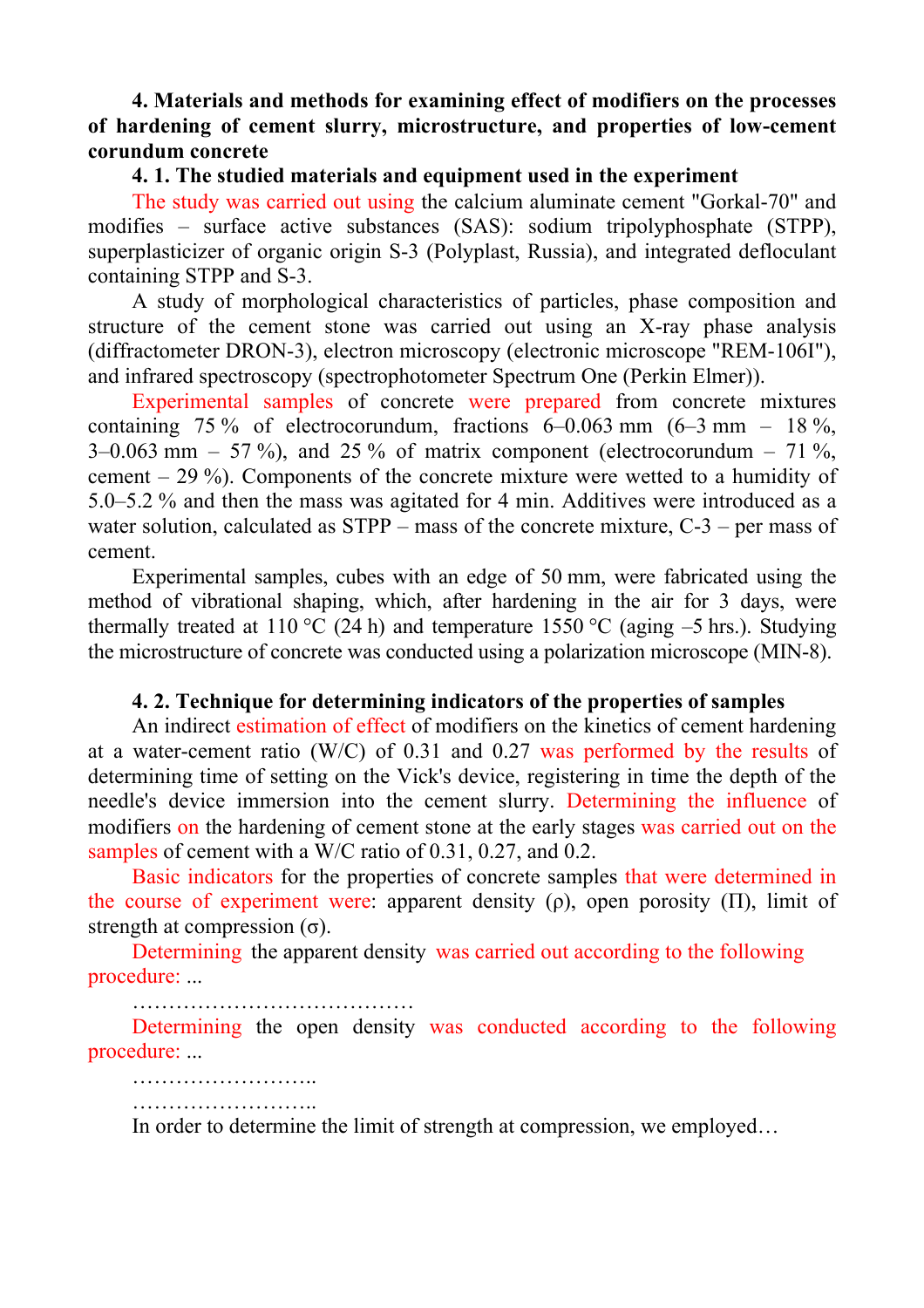**4. Materials and methods for examining effect of modifiers on the processes of hardening of cement slurry, microstructure, and properties of low-cement corundum concrete**

**4. 1. The studied materials and equipment used in the experiment**

The study was carried out using the calcium aluminate cement "Gorkal-70" and modifies – surface active substances (SAS): sodium tripolyphosphate (STPP), superplasticizer of organic origin S-3 (Polyplast, Russia), and integrated deflocculant containing STPP and S-3.

A study of morphological characteristics of particles, phase composition and structure of the cement stone was carried out using an X-ray phase analysis (diffractometer DRON-3), electron microscopy (electronic microscope "REM-106I"), and infrared spectroscopy (spectrophotometer Spectrum One (Perkin Elmer)).

Experimental samples of concrete were prepared from concrete mixtures containing 75 % of electrocorundum, fractions 6–0.063 mm (6–3 mm – 18 %, 3–0.063 mm – 57 %), and 25 % of matrix component (electrocorundum – 71 %, cement – 29 %). Components of the concrete mixture were wetted to a humidity of 5.0–5.2 % and then the mass was agitated for 4 min. Additives were introduced as a water solution, calculated as STPP – mass of the concrete mixture, C-3 – per mass of cement.

Experimental samples, cubes with an edge of 50 mm, were fabricated using the method of vibrational shaping, which, after hardening in the air for 3 days, were thermally treated at 110 °C (24 h) and temperature 1550 °C (aging –5 hrs.). Studying the microstructure of concrete was conducted using a polarization microscope (MIN-8).

**4. 2. Technique for determining indicators of the properties of samples**

An indirect estimation of effect of modifiers on the kinetics of cement hardening at a water-cement ratio (W/C) of 0.31 and 0.27 was performed by the results of determining time of setting on the Vick's device, registering in time the depth of the needle's device immersion into the cement slurry. Determining the influence of modifiers on the hardening of cement stone at the early stages was carried out on the samples of cement with a W/C ratio of 0.31, 0.27, and 0.2.

Basic indicators for the properties of concrete samples that were determined in the course of experiment were: apparent density (ρ), open porosity (П), limit of strength at compression (σ).

Determining the apparent density was carried out according to the following procedure: ...

…………………………………

Determining the open density was conducted according to the following procedure: ...

……………………..

……………………..

In order to determine the limit of strength at compression, we employed…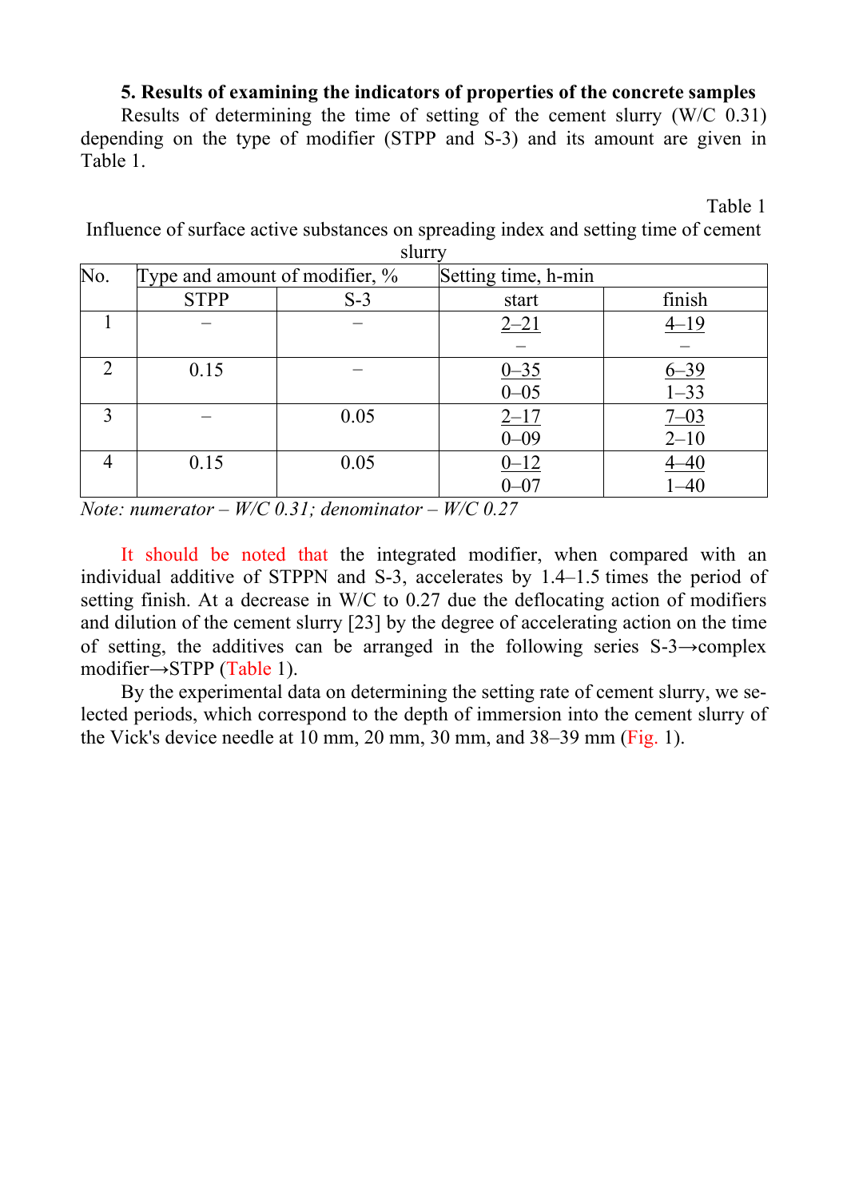### 5. Results of examining the indicators of properties of the concrete samples

Results of determining the time of setting of the cement slurry (W/C 0.31) depending on the type of modifier (STPP and S-3) and its amount are given in Table 1.

Table 1

Influence of surface active substances on spreading index and setting time of cement slurry

| No. | Type and amount of modifier, % | | Setting time, h-min | |
|---|---|---|---|---|
| | STPP | S-3 | start | finish |
| 1 | – | – | 2–21 / – | 4–19 / – |
| 2 | 0.15 | – | 0–35 / 0–05 | 6–39 / 1–33 |
| 3 | – | 0.05 | 2–17 / 0–09 | 7–03 / 2–10 |
| 4 | 0.15 | 0.05 | 0–12 / 0–07 | 4–40 / 1–40 |

*Note: numerator – W/C 0.31; denominator – W/C 0.27*

It should be noted that the integrated modifier, when compared with an individual additive of STPPN and S-3, accelerates by 1.4–1.5 times the period of setting finish. At a decrease in W/C to 0.27 due the deflocating action of modifiers and dilution of the cement slurry [23] by the degree of accelerating action on the time of setting, the additives can be arranged in the following series S-3→complex modifier→STPP (Table 1).

By the experimental data on determining the setting rate of cement slurry, we selected periods, which correspond to the depth of immersion into the cement slurry of the Vick's device needle at 10 mm, 20 mm, 30 mm, and 38–39 mm (Fig. 1).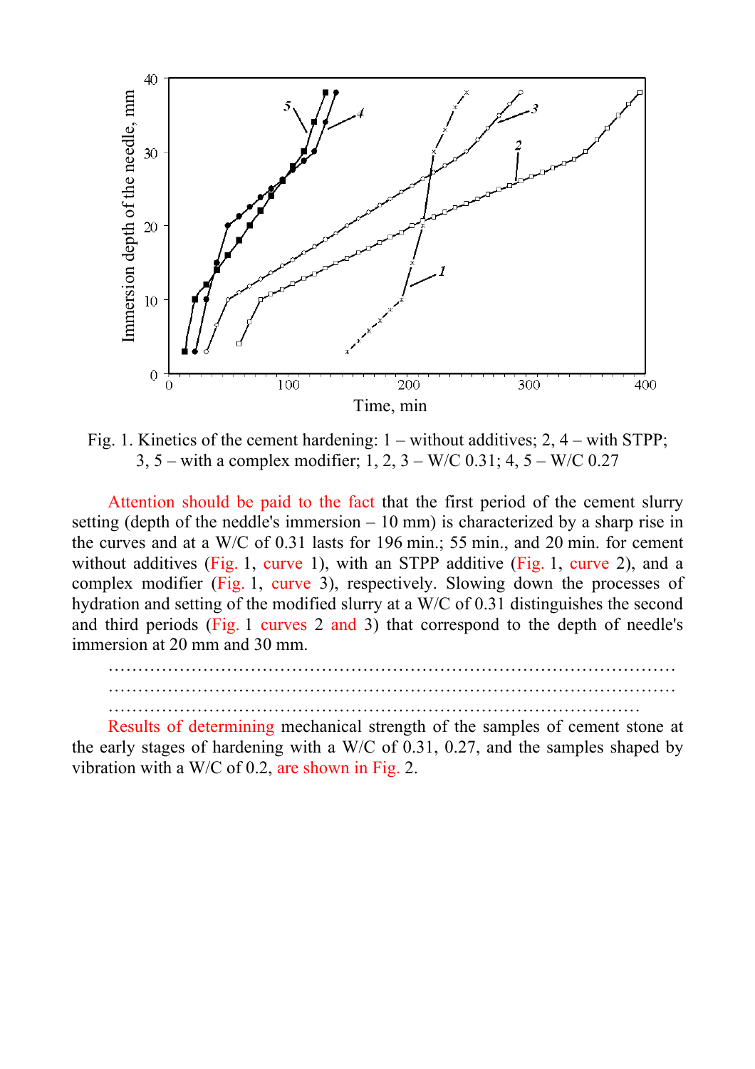Fig. 1. Kinetics of the cement hardening: 1 – without additives; 2, 4 – with STPP; 3, 5 – with a complex modifier; 1, 2, 3 – W/C 0.31; 4, 5 – W/C 0.27

Attention should be paid to the fact that the first period of the cement slurry setting (depth of the neddle's immersion – 10 mm) is characterized by a sharp rise in the curves and at a W/C of 0.31 lasts for 196 min.; 55 min., and 20 min. for cement without additives (Fig. 1, curve 1), with an STPP additive (Fig. 1, curve 2), and a complex modifier (Fig. 1, curve 3), respectively. Slowing down the processes of hydration and setting of the modified slurry at a W/C of 0.31 distinguishes the second and third periods (Fig. 1 curves 2 and 3) that correspond to the depth of needle's immersion at 20 mm and 30 mm.

……………………………………………………………………………………
……………………………………………………………………………………
……………………………………………………………………………………

Results of determining mechanical strength of the samples of cement stone at the early stages of hardening with a W/C of 0.31, 0.27, and the samples shaped by vibration with a W/C of 0.2, are shown in Fig. 2.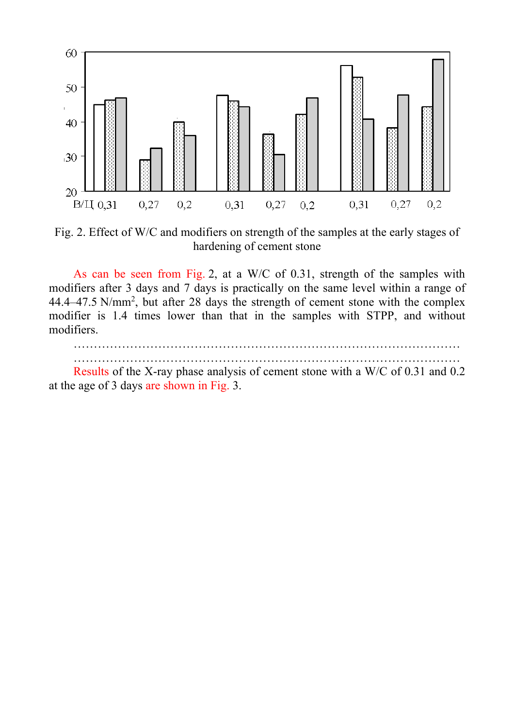Fig. 2. Effect of W/C and modifiers on strength of the samples at the early stages of hardening of cement stone

As can be seen from Fig. 2, at a W/C of 0.31, strength of the samples with modifiers after 3 days and 7 days is practically on the same level within a range of 44.4–47.5 N/mm$^2$, but after 28 days the strength of cement stone with the complex modifier is 1.4 times lower than that in the samples with STPP, and without modifiers.

……………………………………………………………………………………

……………………………………………………………………………………

Results of the X-ray phase analysis of cement stone with a W/C of 0.31 and 0.2 at the age of 3 days are shown in Fig. 3.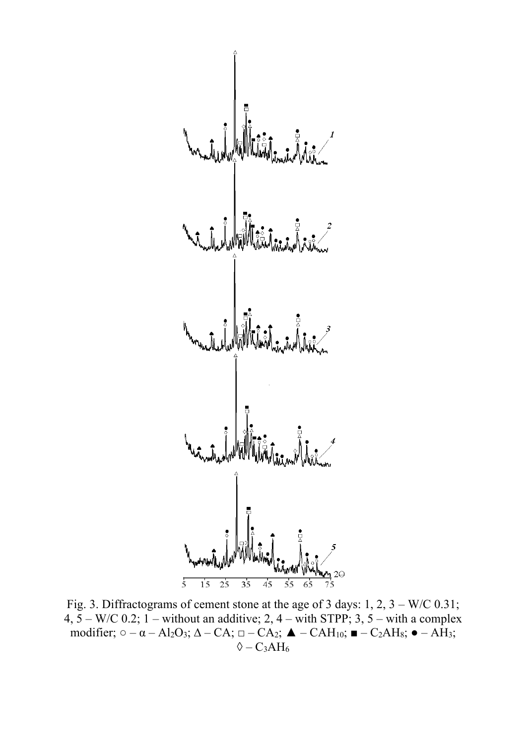Fig. 3. Diffractograms of cement stone at the age of 3 days: 1, 2, 3 – W/C 0.31; 4, 5 – W/C 0.2; 1 – without an additive; 2, 4 – with STPP; 3, 5 – with a complex modifier; ○ – $\alpha - Al_2O_3$; Δ – CA; □ – $CA_2$; ▲ – $CAH_{10}$; ■ – $C_2AH_8$; ● – $AH_3$; ◊ – $C_3AH_6$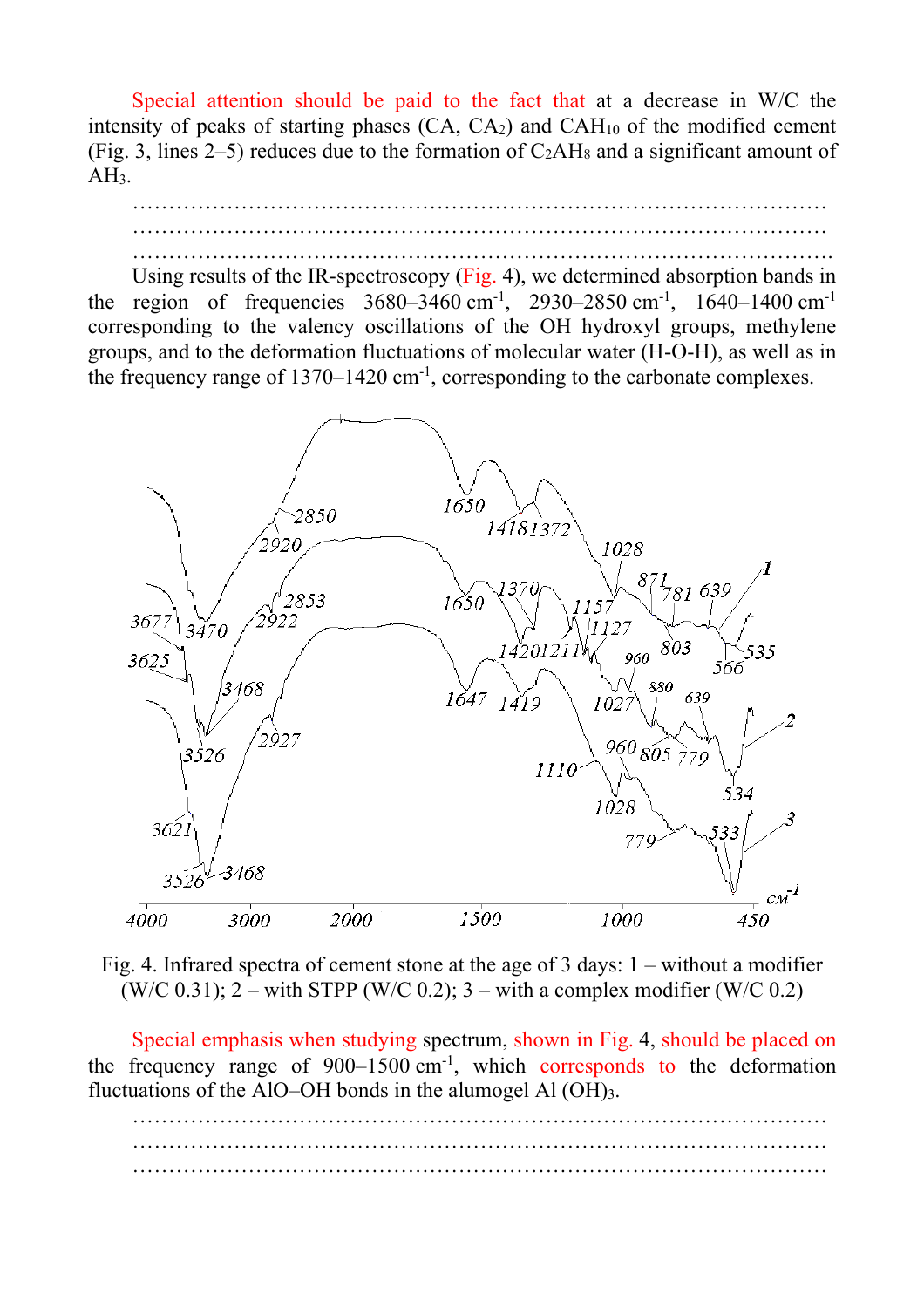Special attention should be paid to the fact that at a decrease in W/C the intensity of peaks of starting phases (CA, $CA_2$) and $CAH_{10}$ of the modified cement (Fig. 3, lines 2–5) reduces due to the formation of $C_2AH_8$ and a significant amount of $AH_3$.

………………………………………………………………………………………
………………………………………………………………………………………
……………………………………………………………………………………….

Using results of the IR-spectroscopy (Fig. 4), we determined absorption bands in the region of frequencies 3680–3460 $cm^{-1}$, 2930–2850 $cm^{-1}$, 1640–1400 $cm^{-1}$ corresponding to the valency oscillations of the OH hydroxyl groups, methylene groups, and to the deformation fluctuations of molecular water (H-O-H), as well as in the frequency range of 1370–1420 $cm^{-1}$, corresponding to the carbonate complexes.

Fig. 4. Infrared spectra of cement stone at the age of 3 days: 1 – without a modifier (W/C 0.31); 2 – with STPP (W/C 0.2); 3 – with a complex modifier (W/C 0.2)

Special emphasis when studying spectrum, shown in Fig. 4, should be placed on the frequency range of 900–1500 $cm^{-1}$, which corresponds to the deformation fluctuations of the AlO–OH bonds in the alumogel Al $(OH)_3$.

………………………………………………………………………………………
………………………………………………………………………………………
………………………………………………………………………………………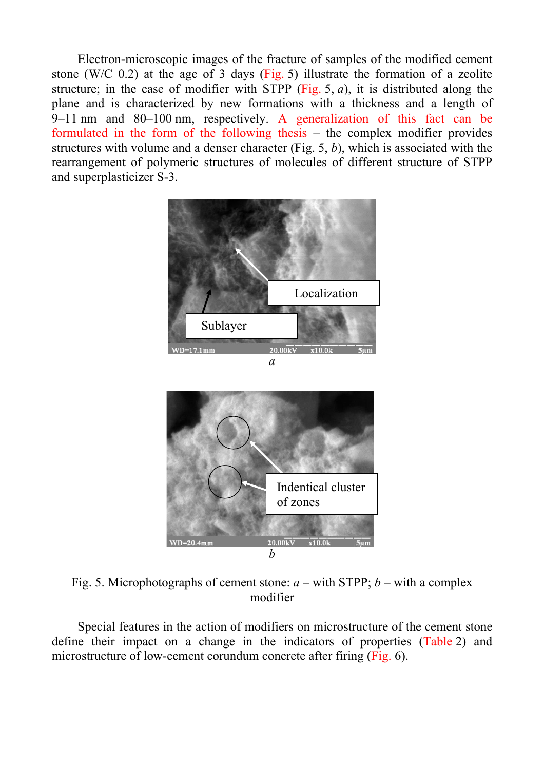Electron-microscopic images of the fracture of samples of the modified cement stone (W/C 0.2) at the age of 3 days (Fig. 5) illustrate the formation of a zeolite structure; in the case of modifier with STPP (Fig. 5, *a*), it is distributed along the plane and is characterized by new formations with a thickness and a length of 9–11 nm and 80–100 nm, respectively. A generalization of this fact can be formulated in the form of the following thesis – the complex modifier provides structures with volume and a denser character (Fig. 5, *b*), which is associated with the rearrangement of polymeric structures of molecules of different structure of STPP and superplasticizer S-3.

Fig. 5. Microphotographs of cement stone: *a* – with STPP; *b* – with a complex modifier

Special features in the action of modifiers on microstructure of the cement stone define their impact on a change in the indicators of properties (Table 2) and microstructure of low-cement corundum concrete after firing (Fig. 6).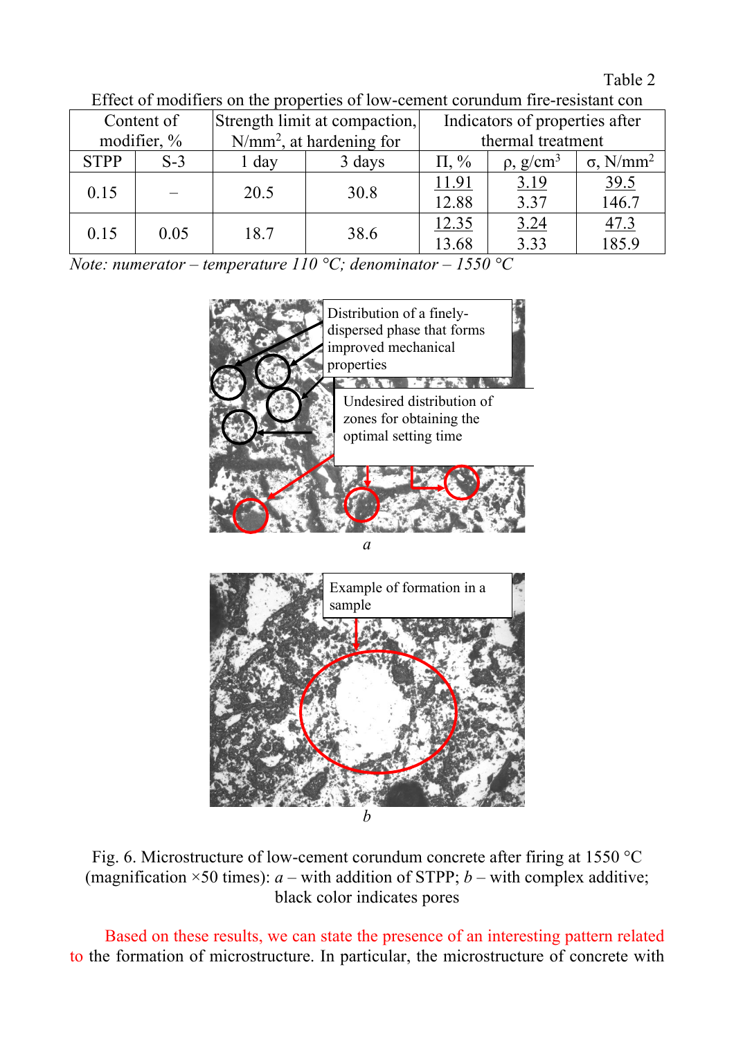Table 2

Effect of modifiers on the properties of low-cement corundum fire-resistant con

| Content of modifier, % | | Strength limit at compaction, N/mm$^2$, at hardening for | | Indicators of properties after thermal treatment | | |
|---|---|---|---|---|---|---|
| STPP | S-3 | 1 day | 3 days | П, % | ρ, g/cm$^3$ | σ, N/mm$^2$ |
| 0.15 | – | 20.5 | 30.8 | $\frac{11.91}{12.88}$ | $\frac{3.19}{3.37}$ | $\frac{39.5}{146.7}$ |
| 0.15 | 0.05 | 18.7 | 38.6 | $\frac{12.35}{13.68}$ | $\frac{3.24}{3.33}$ | $\frac{47.3}{185.9}$ |

*Note: numerator – temperature 110 °C; denominator – 1550 °C*

Fig. 6. Microstructure of low-cement corundum concrete after firing at 1550 °C (magnification ×50 times): *a* – with addition of STPP; *b* – with complex additive; black color indicates pores

Based on these results, we can state the presence of an interesting pattern related to the formation of microstructure. In particular, the microstructure of concrete with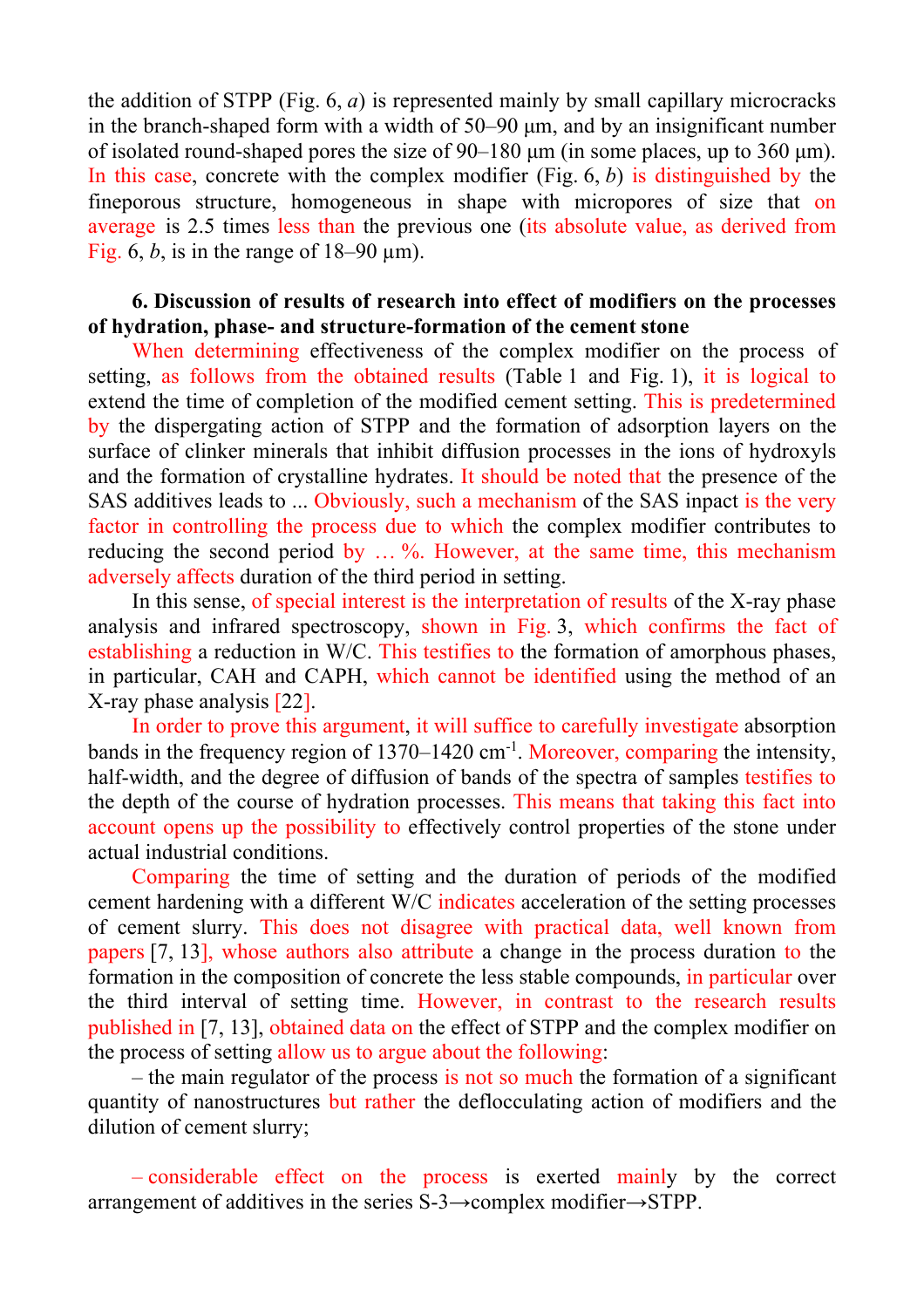the addition of STPP (Fig. 6, *a*) is represented mainly by small capillary microcracks in the branch-shaped form with a width of 50–90 μm, and by an insignificant number of isolated round-shaped pores the size of 90–180 μm (in some places, up to 360 μm). In this case, concrete with the complex modifier (Fig. 6, *b*) is distinguished by the fineporous structure, homogeneous in shape with micropores of size that on average is 2.5 times less than the previous one (its absolute value, as derived from Fig. 6, *b*, is in the range of 18–90 μm).

## 6. Discussion of results of research into effect of modifiers on the processes of hydration, phase- and structure-formation of the cement stone

When determining effectiveness of the complex modifier on the process of setting, as follows from the obtained results (Table 1 and Fig. 1), it is logical to extend the time of completion of the modified cement setting. This is predetermined by the dispergating action of STPP and the formation of adsorption layers on the surface of clinker minerals that inhibit diffusion processes in the ions of hydroxyls and the formation of crystalline hydrates. It should be noted that the presence of the SAS additives leads to ... Obviously, such a mechanism of the SAS inpact is the very factor in controlling the process due to which the complex modifier contributes to reducing the second period by … %. However, at the same time, this mechanism adversely affects duration of the third period in setting.

In this sense, of special interest is the interpretation of results of the X-ray phase analysis and infrared spectroscopy, shown in Fig. 3, which confirms the fact of establishing a reduction in W/C. This testifies to the formation of amorphous phases, in particular, CAH and CAPH, which cannot be identified using the method of an X-ray phase analysis [22].

In order to prove this argument, it will suffice to carefully investigate absorption bands in the frequency region of 1370–1420 cm$^{-1}$. Moreover, comparing the intensity, half-width, and the degree of diffusion of bands of the spectra of samples testifies to the depth of the course of hydration processes. This means that taking this fact into account opens up the possibility to effectively control properties of the stone under actual industrial conditions.

Comparing the time of setting and the duration of periods of the modified cement hardening with a different W/C indicates acceleration of the setting processes of cement slurry. This does not disagree with practical data, well known from papers [7, 13], whose authors also attribute a change in the process duration to the formation in the composition of concrete the less stable compounds, in particular over the third interval of setting time. However, in contrast to the research results published in [7, 13], obtained data on the effect of STPP and the complex modifier on the process of setting allow us to argue about the following:

– the main regulator of the process is not so much the formation of a significant quantity of nanostructures but rather the deflocculating action of modifiers and the dilution of cement slurry;

– considerable effect on the process is exerted mainly by the correct arrangement of additives in the series S-3→complex modifier→STPP.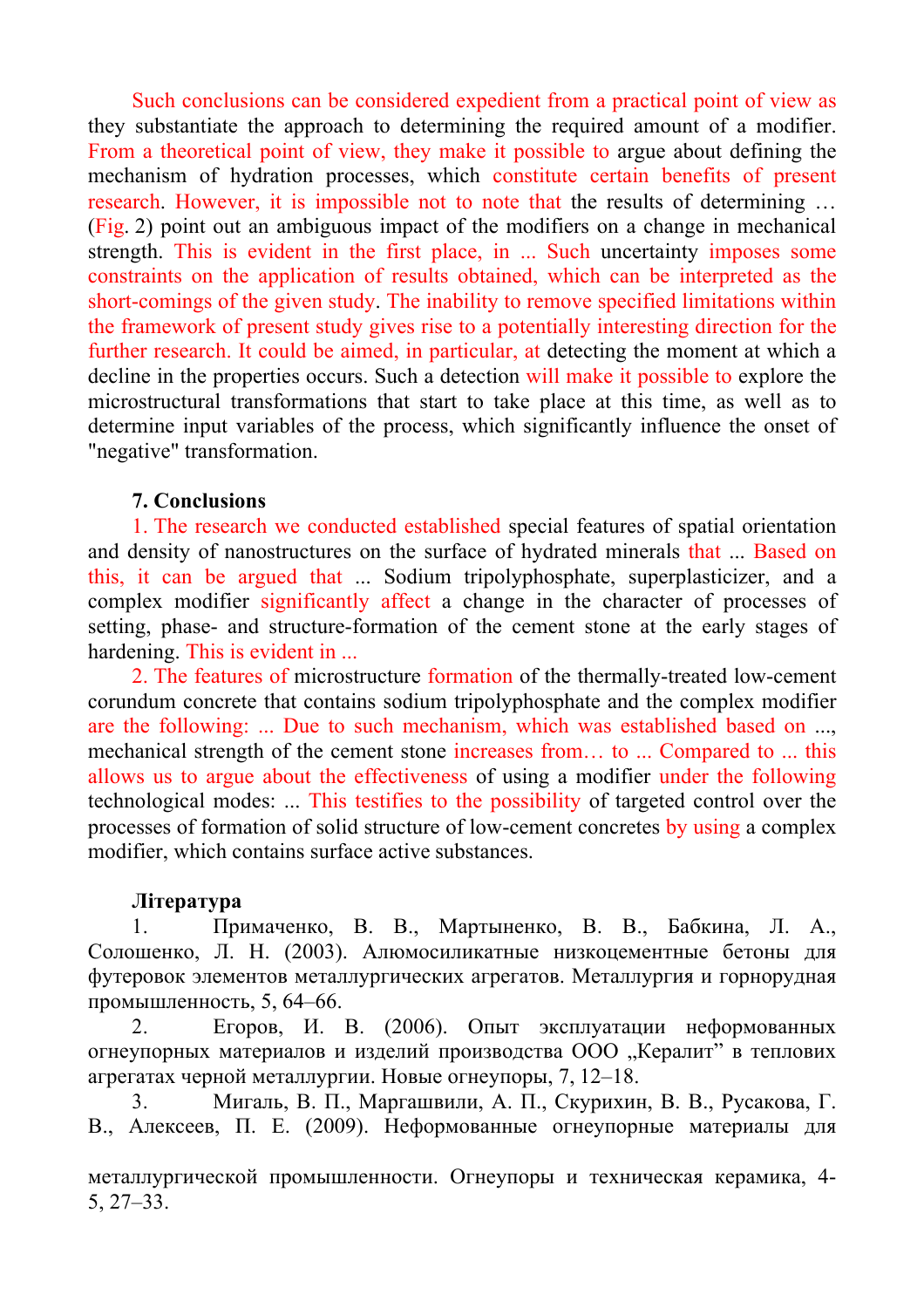Such conclusions can be considered expedient from a practical point of view as they substantiate the approach to determining the required amount of a modifier. From a theoretical point of view, they make it possible to argue about defining the mechanism of hydration processes, which constitute certain benefits of present research. However, it is impossible not to note that the results of determining … (Fig. 2) point out an ambiguous impact of the modifiers on a change in mechanical strength. This is evident in the first place, in ... Such uncertainty imposes some constraints on the application of results obtained, which can be interpreted as the short-comings of the given study. The inability to remove specified limitations within the framework of present study gives rise to a potentially interesting direction for the further research. It could be aimed, in particular, at detecting the moment at which a decline in the properties occurs. Such a detection will make it possible to explore the microstructural transformations that start to take place at this time, as well as to determine input variables of the process, which significantly influence the onset of "negative" transformation.

### 7. Conclusions

1. The research we conducted established special features of spatial orientation and density of nanostructures on the surface of hydrated minerals that ... Based on this, it can be argued that ... Sodium tripolyphosphate, superplasticizer, and a complex modifier significantly affect a change in the character of processes of setting, phase- and structure-formation of the cement stone at the early stages of hardening. This is evident in ...

2. The features of microstructure formation of the thermally-treated low-cement corundum concrete that contains sodium tripolyphosphate and the complex modifier are the following: ... Due to such mechanism, which was established based on ..., mechanical strength of the cement stone increases from… to ... Compared to ... this allows us to argue about the effectiveness of using a modifier under the following technological modes: ... This testifies to the possibility of targeted control over the processes of formation of solid structure of low-cement concretes by using a complex modifier, which contains surface active substances.

**Література**

1. Примаченко, В. В., Мартыненко, В. В., Бабкина, Л. А., Солошенко, Л. Н. (2003). Алюмосиликатные низкоцементные бетоны для футеровок элементов металлургических агрегатов. Металлургия и горнорудная промышленность, 5, 64–66.
2. Егоров, И. В. (2006). Опыт эксплуатации неформованных огнеупорных материалов и изделий производства ООО „Кералит" в теплових агрегатах черной металлургии. Новые огнеупоры, 7, 12–18.
3. Мигаль, В. П., Маргашвили, А. П., Скурихин, В. В., Русакова, Г. В., Алексеев, П. Е. (2009). Неформованные огнеупорные материалы для металлургической промышленности. Огнеупоры и техническая керамика, 4-5, 27–33.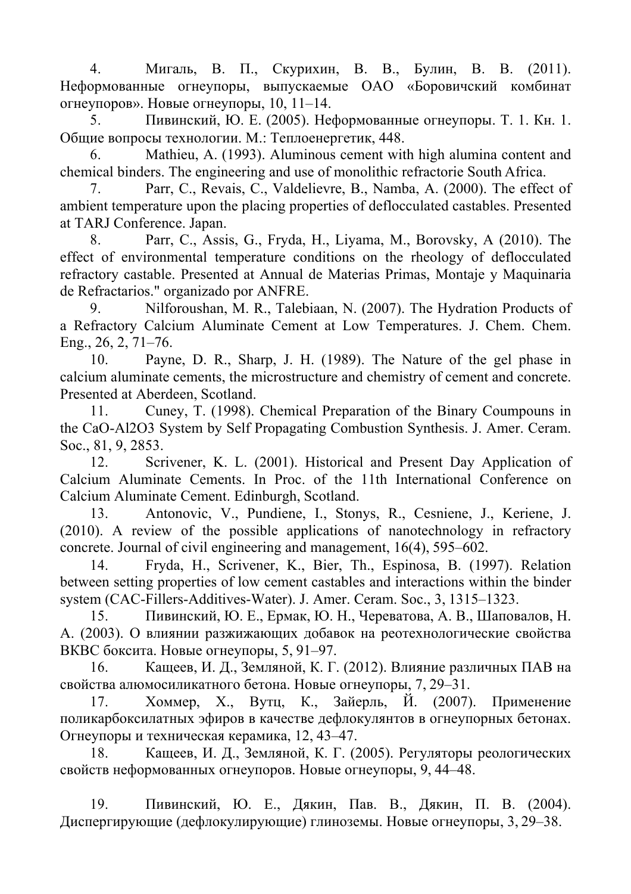4. Мигаль, В. П., Скурихин, В. В., Булин, В. В. (2011). Неформованные огнеупоры, выпускаемые ОАО «Боровичский комбинат огнеупоров». Новые огнеупоры, 10, 11–14.

5. Пивинский, Ю. Е. (2005). Неформованные огнеупоры. Т. 1. Кн. 1. Общие вопросы технологии. М.: Теплоенергетик, 448.

6. Mathieu, A. (1993). Aluminous cement with high alumina content and chemical binders. The engineering and use of monolithic refractorie South Africa.

7. Parr, C., Revais, C., Valdelievre, B., Namba, A. (2000). The effect of ambient temperature upon the placing properties of deflocculated castables. Presented at TARJ Conference. Japan.

8. Parr, C., Assis, G., Fryda, H., Liyama, M., Borovsky, A (2010). The effect of environmental temperature conditions on the rheology of deflocculated refractory castable. Presented at Annual de Materias Primas, Montaje y Maquinaria de Refractarios." organizado por ANFRE.

9. Nilforoushan, M. R., Talebiaan, N. (2007). The Hydration Products of a Refractory Calcium Aluminate Cement at Low Temperatures. J. Chem. Chem. Eng., 26, 2, 71–76.

10. Payne, D. R., Sharp, J. H. (1989). The Nature of the gel phase in calcium aluminate cements, the microstructure and chemistry of cement and concrete. Presented at Aberdeen, Scotland.

11. Cuney, T. (1998). Chemical Preparation of the Binary Coumpouns in the CaO-Al2O3 System by Self Propagating Combustion Synthesis. J. Amer. Ceram. Soc., 81, 9, 2853.

12. Scrivener, K. L. (2001). Historical and Present Day Application of Calcium Aluminate Cements. In Proc. of the 11th International Conference on Calcium Aluminate Cement. Edinburgh, Scotland.

13. Antonovic, V., Pundiene, I., Stonys, R., Cesniene, J., Keriene, J. (2010). A review of the possible applications of nanotechnology in refractory concrete. Journal of civil engineering and management, 16(4), 595–602.

14. Fryda, H., Scrivener, K., Bier, Th., Espinosa, B. (1997). Relation between setting properties of low cement castables and interactions within the binder system (CAC-Fillers-Additives-Water). J. Amer. Ceram. Soc., 3, 1315–1323.

15. Пивинский, Ю. Е., Ермак, Ю. Н., Череватова, А. В., Шаповалов, Н. А. (2003). О влиянии разжижающих добавок на реотехнологические свойства ВКВС боксита. Новые огнеупоры, 5, 91–97.

16. Кащеев, И. Д., Земляной, К. Г. (2012). Влияние различных ПАВ на свойства алюмосиликатного бетона. Новые огнеупоры, 7, 29–31.

17. Хоммер, Х., Вутц, К., Зайерль, Й. (2007). Применение поликарбоксилатных эфиров в качестве дефлокулянтов в огнеупорных бетонах. Огнеупоры и техническая керамика, 12, 43–47.

18. Кащеев, И. Д., Земляной, К. Г. (2005). Регуляторы реологических свойств неформованных огнеупоров. Новые огнеупоры, 9, 44–48.

19. Пивинский, Ю. Е., Дякин, Пав. В., Дякин, П. В. (2004). Диспергирующие (дефлокулирующие) глиноземы. Новые огнеупоры, 3, 29–38.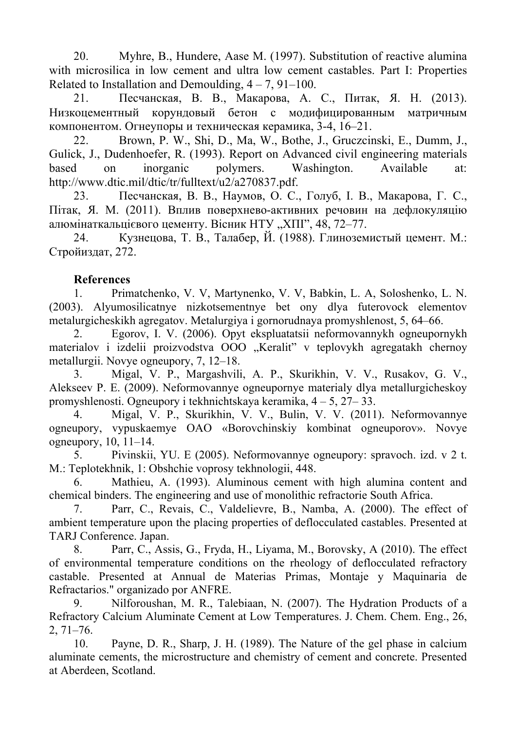20. Myhre, B., Hundere, Aase M. (1997). Substitution of reactive alumina with microsilica in low cement and ultra low cement castables. Part I: Properties Related to Installation and Demoulding, 4 – 7, 91–100.

21. Песчанская, В. В., Макарова, А. С., Питак, Я. Н. (2013). Низкоцементный корундовый бетон с модифицированным матричным компонентом. Огнеупоры и техническая керамика, 3-4, 16–21.

22. Brown, P. W., Shi, D., Ma, W., Bothe, J., Gruczcinski, E., Dumm, J., Gulick, J., Dudenhoefer, R. (1993). Report on Advanced civil engineering materials based on inorganic polymers. Washington. Available at: http://www.dtic.mil/dtic/tr/fulltext/u2/a270837.pdf.

23. Песчанская, В. В., Наумов, О. С., Голуб, І. В., Макарова, Г. С., Пітак, Я. М. (2011). Вплив поверхнево-активних речовин на дефлокуляцію алюмінаткальцієвого цементу. Вісник НТУ „ХПІ”, 48, 72–77.

24. Кузнецова, Т. В., Талабер, Й. (1988). Глиноземистый цемент. М.: Стройиздат, 272.

**References**

1. Primatchenko, V. V, Martynenko, V. V, Babkin, L. A, Soloshenko, L. N. (2003). Alyumosilicatnye nizkotsementnye bet ony dlya futerovock elementov metalurgicheskikh agregatov. Metalurgiya i gornorudnaya promyshlenost, 5, 64–66.

2. Egorov, I. V. (2006). Opyt ekspluatatsii neformovannykh ogneupornykh materialov i izdelii proizvodstva OOO „Keralit” v teplovykh agregatakh chernoy metallurgii. Novye ogneupory, 7, 12–18.

3. Migal, V. P., Margashvili, A. P., Skurikhin, V. V., Rusakov, G. V., Alekseev P. E. (2009). Neformovannye ogneupornye materialy dlya metallurgicheskoy promyshlenosti. Ogneupory i tekhnichtskaya keramika, 4 – 5, 27– 33.

4. Migal, V. P., Skurikhin, V. V., Bulin, V. V. (2011). Neformovannye ogneupory, vypuskaemye OAO «Borovchinskiy kombinat ogneuporov». Novye ogneupory, 10, 11–14.

5. Pivinskii, YU. E (2005). Neformovannye ogneupory: spravoch. izd. v 2 t. M.: Teplotekhnik, 1: Obshchie voprosy tekhnologii, 448.

6. Mathieu, A. (1993). Aluminous cement with high alumina content and chemical binders. The engineering and use of monolithic refractorie South Africa.

7. Parr, C., Revais, C., Valdelievre, B., Namba, A. (2000). The effect of ambient temperature upon the placing properties of deflocculated castables. Presented at TARJ Conference. Japan.

8. Parr, C., Assis, G., Fryda, H., Liyama, M., Borovsky, A (2010). The effect of environmental temperature conditions on the rheology of deflocculated refractory castable. Presented at Annual de Materias Primas, Montaje y Maquinaria de Refractarios." organizado por ANFRE.

9. Nilforoushan, M. R., Talebiaan, N. (2007). The Hydration Products of a Refractory Calcium Aluminate Cement at Low Temperatures. J. Chem. Chem. Eng., 26, 2, 71–76.

10. Payne, D. R., Sharp, J. H. (1989). The Nature of the gel phase in calcium aluminate cements, the microstructure and chemistry of cement and concrete. Presented at Aberdeen, Scotland.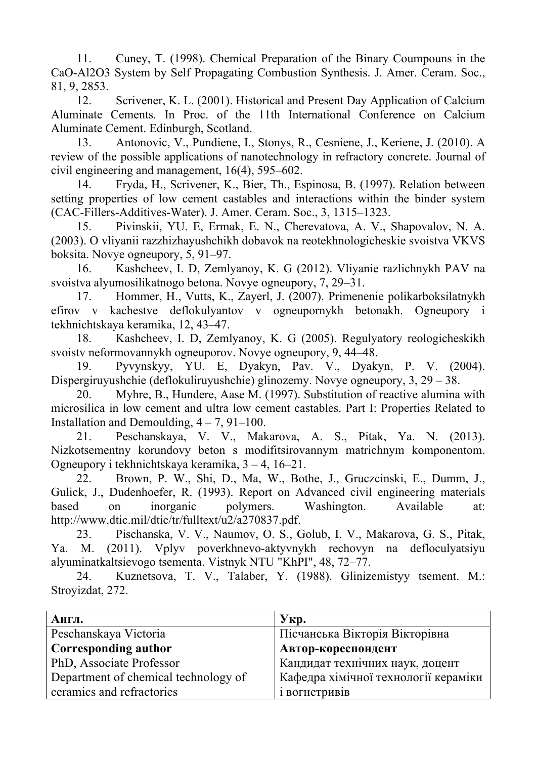11. Cuney, T. (1998). Chemical Preparation of the Binary Coumpouns in the CaO-Al2O3 System by Self Propagating Combustion Synthesis. J. Amer. Ceram. Soc., 81, 9, 2853.

12. Scrivener, K. L. (2001). Historical and Present Day Application of Calcium Aluminate Cements. In Proc. of the 11th International Conference on Calcium Aluminate Cement. Edinburgh, Scotland.

13. Antonovic, V., Pundiene, I., Stonys, R., Cesniene, J., Keriene, J. (2010). A review of the possible applications of nanotechnology in refractory concrete. Journal of civil engineering and management, 16(4), 595–602.

14. Fryda, H., Scrivener, K., Bier, Th., Espinosa, B. (1997). Relation between setting properties of low cement castables and interactions within the binder system (CAC-Fillers-Additives-Water). J. Amer. Ceram. Soc., 3, 1315–1323.

15. Pivinskii, YU. E, Ermak, E. N., Cherevatova, A. V., Shapovalov, N. A. (2003). O vliyanii razzhizhayushchikh dobavok na reotekhnologicheskie svoistva VKVS boksita. Novye ogneupory, 5, 91–97.

16. Kashcheev, I. D, Zemlyanoy, K. G (2012). Vliyanie razlichnykh PAV na svoistva alyumosilikatnogo betona. Novye ogneupory, 7, 29–31.

17. Hommer, H., Vutts, K., Zayerl, J. (2007). Primenenie polikarboksilatnykh efirov v kachestve deflokulyantov v ogneupornykh betonakh. Ogneupory i tekhnichtskaya keramika, 12, 43–47.

18. Kashcheev, I. D, Zemlyanoy, K. G (2005). Regulyatory reologicheskikh svoistv neformovannykh ogneuporov. Novye ogneupory, 9, 44–48.

19. Pyvynskyy, YU. E, Dyakyn, Pav. V., Dyakyn, P. V. (2004). Dispergiruyushchie (deflokuliruyushchie) glinozemy. Novye ogneupory, 3, 29 – 38.

20. Myhre, B., Hundere, Aase M. (1997). Substitution of reactive alumina with microsilica in low cement and ultra low cement castables. Part I: Properties Related to Installation and Demoulding, 4 – 7, 91–100.

21. Peschanskaya, V. V., Makarova, A. S., Pitak, Ya. N. (2013). Nizkotsementny korundovy beton s modifitsirovannym matrichnym komponentom. Ogneupory i tekhnichtskaya keramika, 3 – 4, 16–21.

22. Brown, P. W., Shi, D., Ma, W., Bothe, J., Gruczcinski, E., Dumm, J., Gulick, J., Dudenhoefer, R. (1993). Report on Advanced civil engineering materials based on inorganic polymers. Washington. Available at: http://www.dtic.mil/dtic/tr/fulltext/u2/a270837.pdf.

23. Pischanska, V. V., Naumov, O. S., Golub, I. V., Makarova, G. S., Pitak, Ya. M. (2011). Vplyv poverkhnevo-aktyvnykh rechovyn na defloculyatsiyu alyuminatkaltsievogo tsementa. Vistnyk NTU "KhPI", 48, 72–77.

24. Kuznetsova, T. V., Talaber, Y. (1988). Glinizemistyy tsement. M.: Stroyizdat, 272.

| **Англ.** | **Укр.** |
|---|---|
| Peschanskaya Victoria | Пісчанська Вікторія Вікторівна |
| **Corresponding author** | **Автор-кореспондент** |
| PhD, Associate Professor | Кандидат технічних наук, доцент |
| Department of chemical technology of ceramics and refractories | Кафедра хімічної технології кераміки і вогнетривів |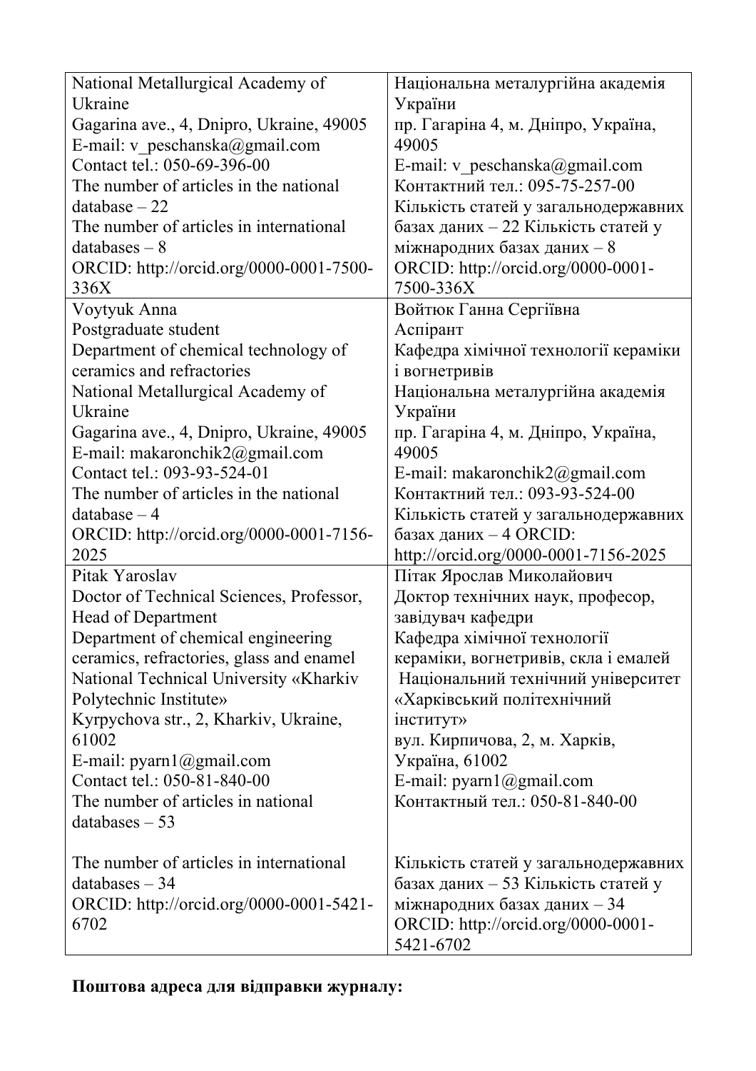| | |
|---|---|
| National Metallurgical Academy of Ukraine<br>Gagarina ave., 4, Dnipro, Ukraine, 49005<br>E-mail: v_peschanska@gmail.com<br>Contact tel.: 050-69-396-00<br>The number of articles in the national database – 22<br>The number of articles in international databases – 8<br>ORCID: http://orcid.org/0000-0001-7500-336X | Національна металургійна академія України<br>пр. Гагаріна 4, м. Дніпро, Україна, 49005<br>E-mail: v_peschanska@gmail.com<br>Контактний тел.: 095-75-257-00<br>Кількість статей у загальнодержавних базах даних – 22 Кількість статей у міжнародних базах даних – 8<br>ORCID: http://orcid.org/0000-0001-7500-336X |
| Voytyuk Anna<br>Postgraduate student<br>Department of chemical technology of ceramics and refractories<br>National Metallurgical Academy of Ukraine<br>Gagarina ave., 4, Dnipro, Ukraine, 49005<br>E-mail: makaronchik2@gmail.com<br>Contact tel.: 093-93-524-01<br>The number of articles in the national database – 4<br>ORCID: http://orcid.org/0000-0001-7156-2025 | Войтюк Ганна Сергіївна<br>Аспірант<br>Кафедра хімічної технології кераміки і вогнетривів<br>Національна металургійна академія України<br>пр. Гагаріна 4, м. Дніпро, Україна, 49005<br>E-mail: makaronchik2@gmail.com<br>Контактний тел.: 093-93-524-00<br>Кількість статей у загальнодержавних базах даних – 4 ORCID: http://orcid.org/0000-0001-7156-2025 |
| Pitak Yaroslav<br>Doctor of Technical Sciences, Professor, Head of Department<br>Department of chemical engineering ceramics, refractories, glass and enamel<br>National Technical University «Kharkiv Polytechnic Institute»<br>Kyrpychova str., 2, Kharkiv, Ukraine, 61002<br>E-mail: pyarn1@gmail.com<br>Contact tel.: 050-81-840-00<br>The number of articles in national databases – 53<br><br>The number of articles in international databases – 34<br>ORCID: http://orcid.org/0000-0001-5421-6702 | Пітак Ярослав Миколайович<br>Доктор технічних наук, професор, завідувач кафедри<br>Кафедра хімічної технології кераміки, вогнетривів, скла і емалей<br>Національний технічний університет «Харківський політехнічний інститут»<br>вул. Кирпичова, 2, м. Харків, Україна, 61002<br>E-mail: pyarn1@gmail.com<br>Контактный тел.: 050-81-840-00<br><br>Кількість статей у загальнодержавних базах даних – 53 Кількість статей у міжнародних базах даних – 34<br>ORCID: http://orcid.org/0000-0001-5421-6702 |

**Поштова адреса для відправки журналу:**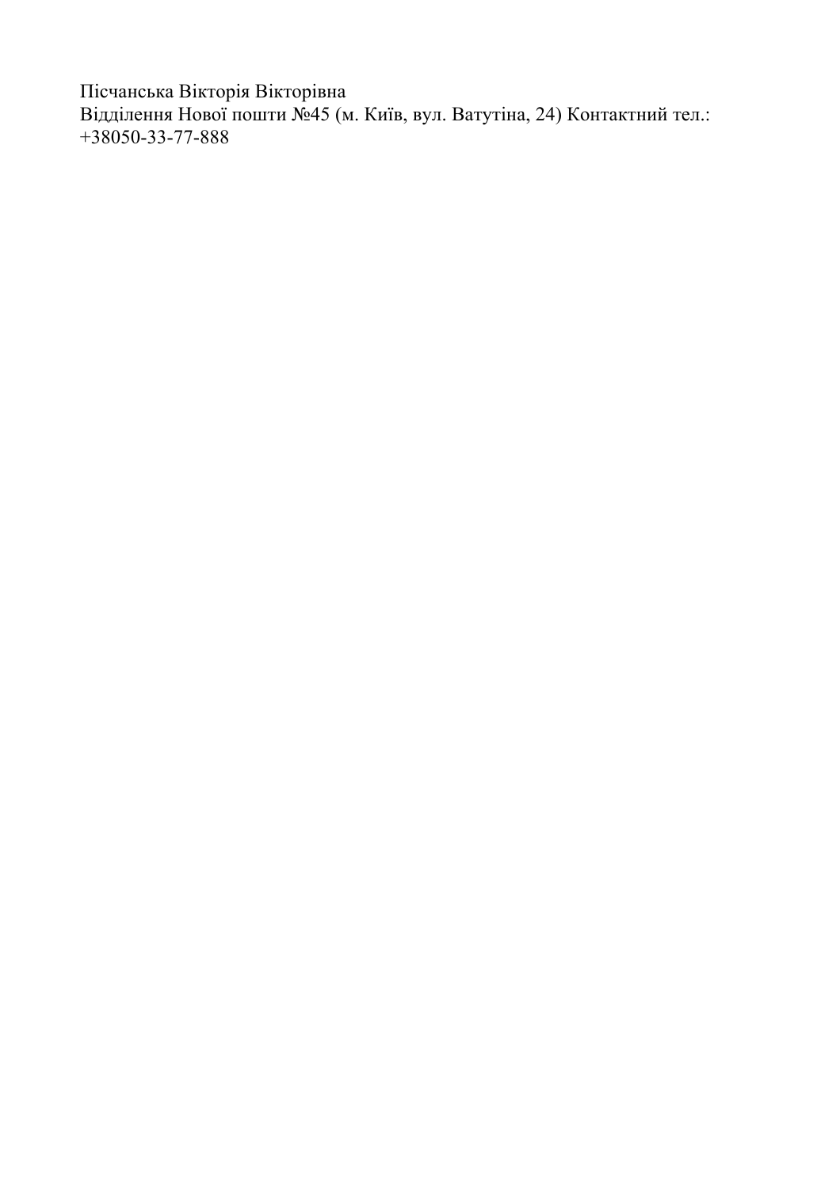Пісчанська Вікторія Вікторівна
Відділення Нової пошти №45 (м. Київ, вул. Ватутіна, 24) Контактний тел.: +38050-33-77-888